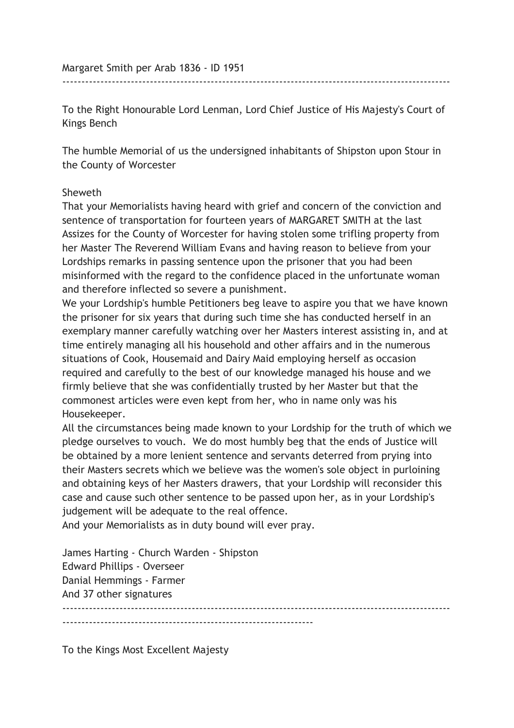Margaret Smith per Arab 1836 - ID 1951

---

To the Right Honourable Lord Lenman, Lord Chief Justice of His Majesty's Court of Kings Bench

The humble Memorial of us the undersigned inhabitants of Shipston upon Stour in the County of Worcester

Sheweth

That your Memorialists having heard with grief and concern of the conviction and sentence of transportation for fourteen years of MARGARET SMITH at the last Assizes for the County of Worcester for having stolen some trifling property from her Master The Reverend William Evans and having reason to believe from your Lordships remarks in passing sentence upon the prisoner that you had been misinformed with the regard to the confidence placed in the unfortunate woman and therefore inflected so severe a punishment.

We your Lordship's humble Petitioners beg leave to aspire you that we have known the prisoner for six years that during such time she has conducted herself in an exemplary manner carefully watching over her Masters interest assisting in, and at time entirely managing all his household and other affairs and in the numerous situations of Cook, Housemaid and Dairy Maid employing herself as occasion required and carefully to the best of our knowledge managed his house and we firmly believe that she was confidentially trusted by her Master but that the commonest articles were even kept from her, who in name only was his Housekeeper.

All the circumstances being made known to your Lordship for the truth of which we pledge ourselves to vouch. We do most humbly beg that the ends of Justice will be obtained by a more lenient sentence and servants deterred from prying into their Masters secrets which we believe was the women's sole object in purloining and obtaining keys of her Masters drawers, that your Lordship will reconsider this case and cause such other sentence to be passed upon her, as in your Lordship's judgement will be adequate to the real offence.

And your Memorialists as in duty bound will ever pray.

James Harting - Church Warden - Shipston
Edward Phillips - Overseer
Danial Hemmings - Farmer
And 37 other signatures

---

To the Kings Most Excellent Majesty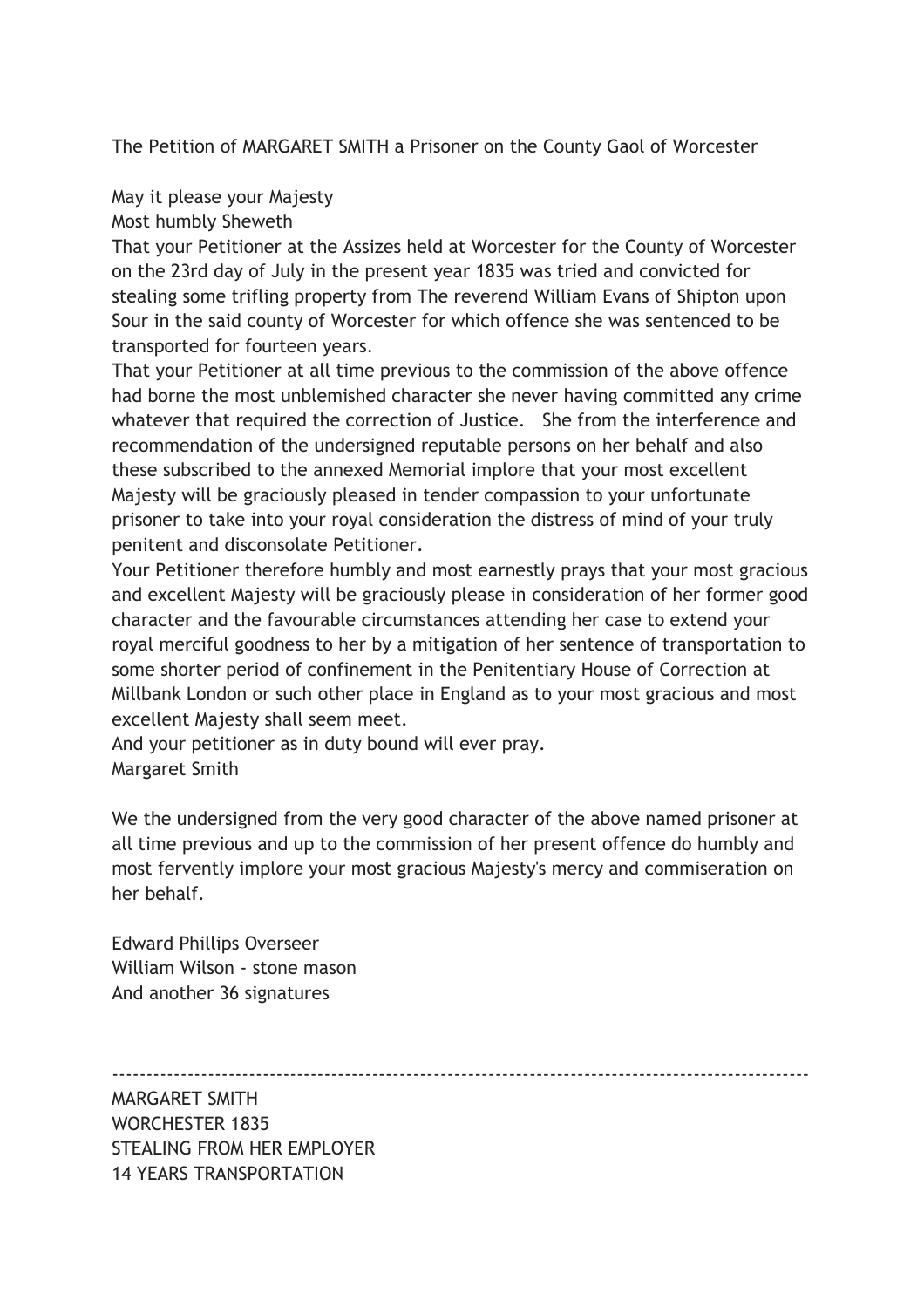The Petition of MARGARET SMITH a Prisoner on the County Gaol of Worcester

May it please your Majesty  
Most humbly Sheweth  
That your Petitioner at the Assizes held at Worcester for the County of Worcester on the 23rd day of July in the present year 1835 was tried and convicted for stealing some trifling property from The reverend William Evans of Shipton upon Sour in the said county of Worcester for which offence she was sentenced to be transported for fourteen years.  
That your Petitioner at all time previous to the commission of the above offence had borne the most unblemished character she never having committed any crime whatever that required the correction of Justice. She from the interference and recommendation of the undersigned reputable persons on her behalf and also these subscribed to the annexed Memorial implore that your most excellent Majesty will be graciously pleased in tender compassion to your unfortunate prisoner to take into your royal consideration the distress of mind of your truly penitent and disconsolate Petitioner.  
Your Petitioner therefore humbly and most earnestly prays that your most gracious and excellent Majesty will be graciously please in consideration of her former good character and the favourable circumstances attending her case to extend your royal merciful goodness to her by a mitigation of her sentence of transportation to some shorter period of confinement in the Penitentiary House of Correction at Millbank London or such other place in England as to your most gracious and most excellent Majesty shall seem meet.  
And your petitioner as in duty bound will ever pray.  
Margaret Smith

We the undersigned from the very good character of the above named prisoner at all time previous and up to the commission of her present offence do humbly and most fervently implore your most gracious Majesty's mercy and commiseration on her behalf.

Edward Phillips Overseer  
William Wilson - stone mason  
And another 36 signatures

---

MARGARET SMITH  
WORCHESTER 1835  
STEALING FROM HER EMPLOYER  
14 YEARS TRANSPORTATION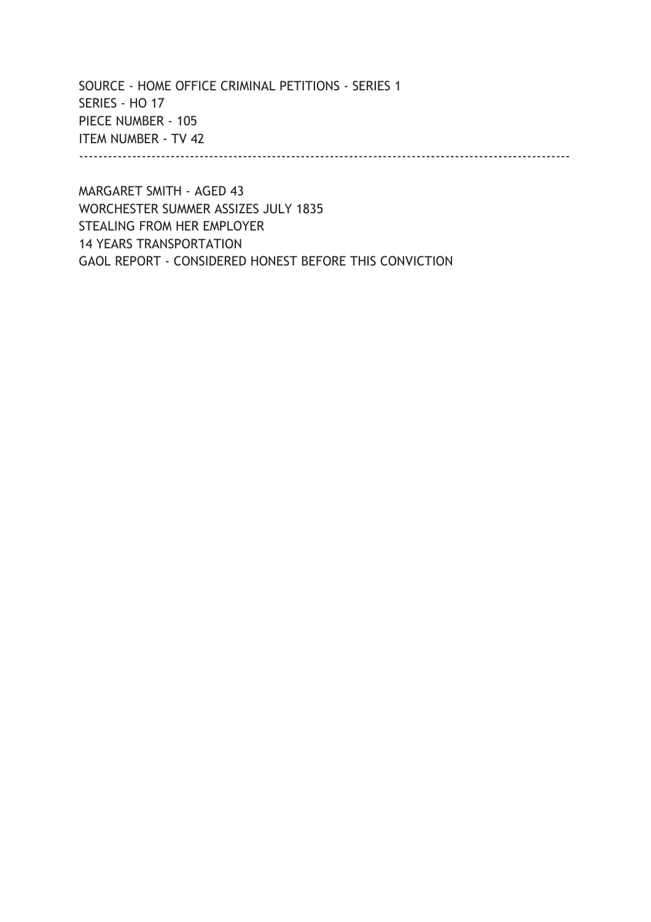SOURCE - HOME OFFICE CRIMINAL PETITIONS - SERIES 1
SERIES - HO 17
PIECE NUMBER - 105
ITEM NUMBER - TV 42

---

MARGARET SMITH - AGED 43
WORCHESTER SUMMER ASSIZES JULY 1835
STEALING FROM HER EMPLOYER
14 YEARS TRANSPORTATION
GAOL REPORT - CONSIDERED HONEST BEFORE THIS CONVICTION